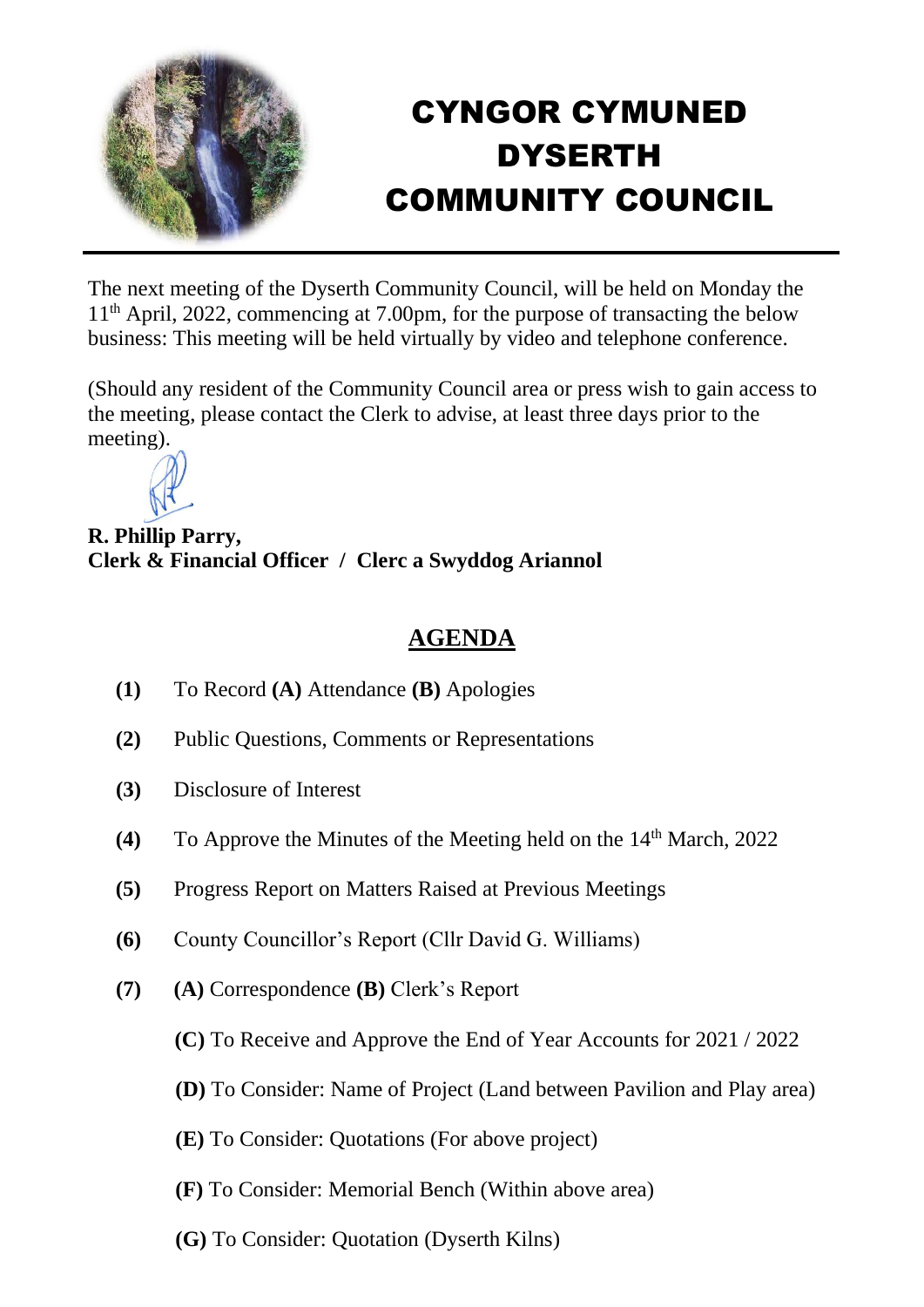# CYNGOR CYMUNED DYSERTH COMMUNITY COUNCIL

The next meeting of the Dyserth Community Council, will be held on Monday the 11th April, 2022, commencing at 7.00pm, for the purpose of transacting the below business: This meeting will be held virtually by video and telephone conference.

(Should any resident of the Community Council area or press wish to gain access to the meeting, please contact the Clerk to advise, at least three days prior to the meeting).

**R. Phillip Parry,**
**Clerk & Financial Officer / Clerc a Swyddog Ariannol**

## AGENDA

**(1)** To Record **(A)** Attendance **(B)** Apologies

**(2)** Public Questions, Comments or Representations

**(3)** Disclosure of Interest

**(4)** To Approve the Minutes of the Meeting held on the 14th March, 2022

**(5)** Progress Report on Matters Raised at Previous Meetings

**(6)** County Councillor's Report (Cllr David G. Williams)

**(7)** **(A)** Correspondence **(B)** Clerk's Report

**(C)** To Receive and Approve the End of Year Accounts for 2021 / 2022

**(D)** To Consider: Name of Project (Land between Pavilion and Play area)

**(E)** To Consider: Quotations (For above project)

**(F)** To Consider: Memorial Bench (Within above area)

**(G)** To Consider: Quotation (Dyserth Kilns)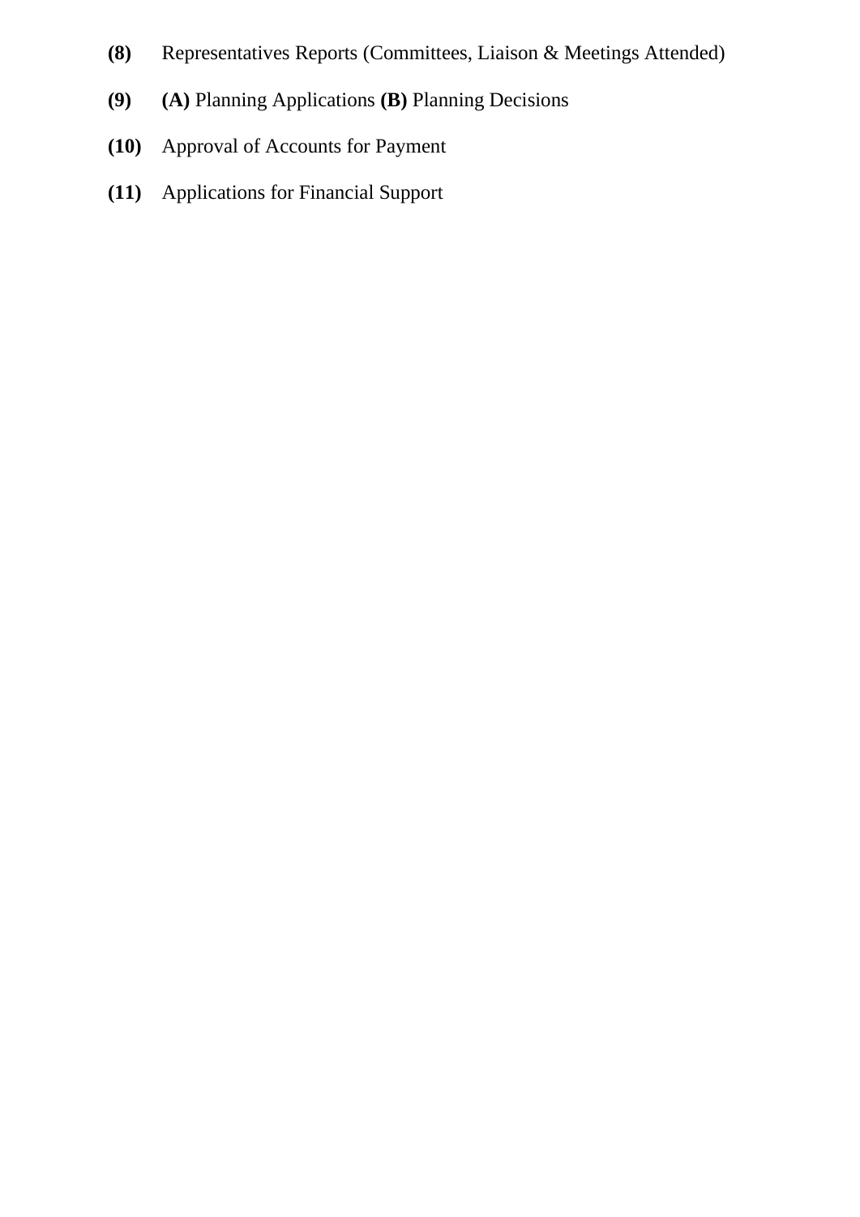**(8)** Representatives Reports (Committees, Liaison & Meetings Attended)

**(9)** **(A)** Planning Applications **(B)** Planning Decisions

**(10)** Approval of Accounts for Payment

**(11)** Applications for Financial Support